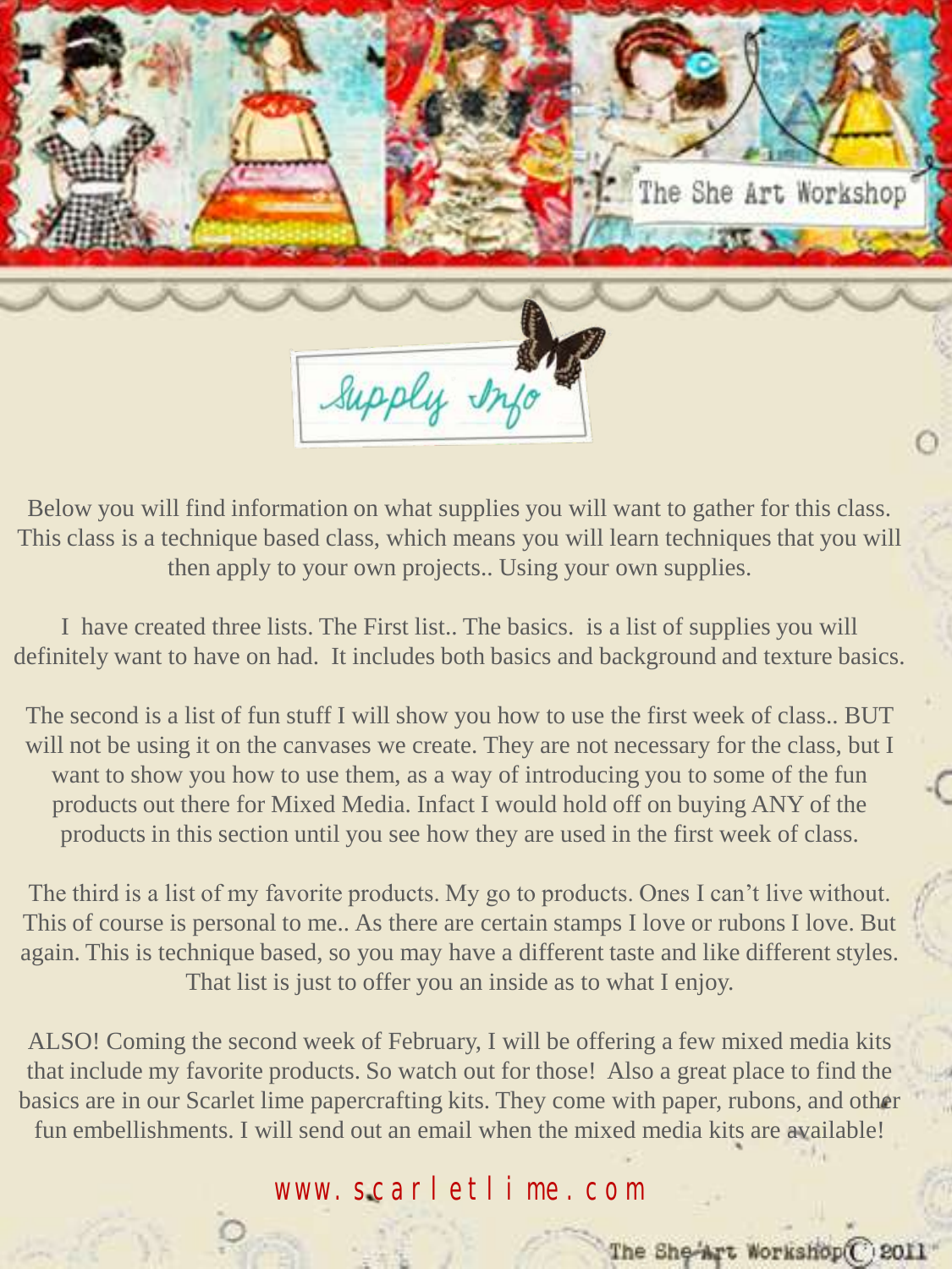# The She Art Workshop

## Supply Info

Below you will find information on what supplies you will want to gather for this class. This class is a technique based class, which means you will learn techniques that you will then apply to your own projects.. Using your own supplies.

I have created three lists. The First list.. The basics. is a list of supplies you will definitely want to have on had. It includes both basics and background and texture basics.

The second is a list of fun stuff I will show you how to use the first week of class.. BUT will not be using it on the canvases we create. They are not necessary for the class, but I want to show you how to use them, as a way of introducing you to some of the fun products out there for Mixed Media. Infact I would hold off on buying ANY of the products in this section until you see how they are used in the first week of class.

The third is a list of my favorite products. My go to products. Ones I can't live without. This of course is personal to me.. As there are certain stamps I love or rubons I love. But again. This is technique based, so you may have a different taste and like different styles. That list is just to offer you an inside as to what I enjoy.

ALSO! Coming the second week of February, I will be offering a few mixed media kits that include my favorite products. So watch out for those! Also a great place to find the basics are in our Scarlet lime papercrafting kits. They come with paper, rubons, and other fun embellishments. I will send out an email when the mixed media kits are available!

www.scarletlime.com

The She Art Workshop © 2011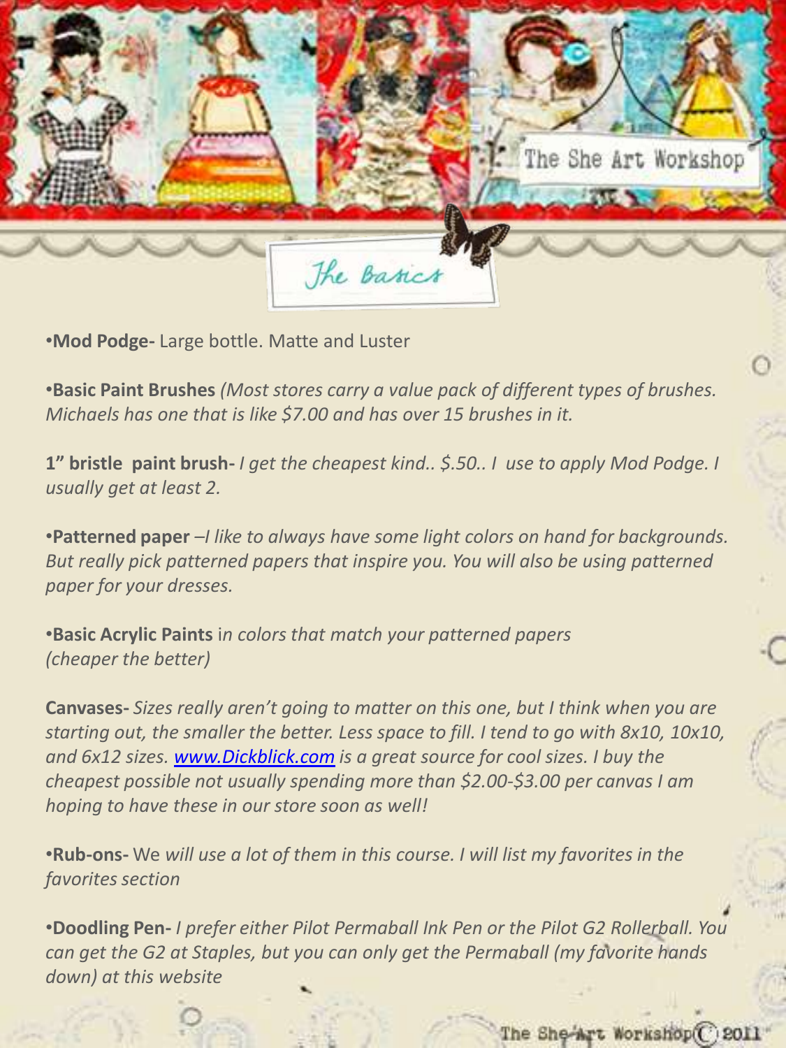# The Basics

•**Mod Podge-** Large bottle. Matte and Luster

•**Basic Paint Brushes** *(Most stores carry a value pack of different types of brushes. Michaels has one that is like $7.00 and has over 15 brushes in it.*

**1" bristle paint brush-** *I get the cheapest kind.. $.50.. I use to apply Mod Podge. I usually get at least 2.*

•**Patterned paper** *–I like to always have some light colors on hand for backgrounds. But really pick patterned papers that inspire you. You will also be using patterned paper for your dresses.*

•**Basic Acrylic Paints** i*n colors that match your patterned papers (cheaper the better)*

**Canvases-** *Sizes really aren't going to matter on this one, but I think when you are starting out, the smaller the better. Less space to fill. I tend to go with 8x10, 10x10, and 6x12 sizes. [www.Dickblick.com](http://www.Dickblick.com) is a great source for cool sizes. I buy the cheapest possible not usually spending more than $2.00-$3.00 per canvas I am hoping to have these in our store soon as well!*

•**Rub-ons-** We *will use a lot of them in this course. I will list my favorites in the favorites section*

•**Doodling Pen-** *I prefer either Pilot Permaball Ink Pen or the Pilot G2 Rollerball. You can get the G2 at Staples, but you can only get the Permaball (my favorite hands down) at this website*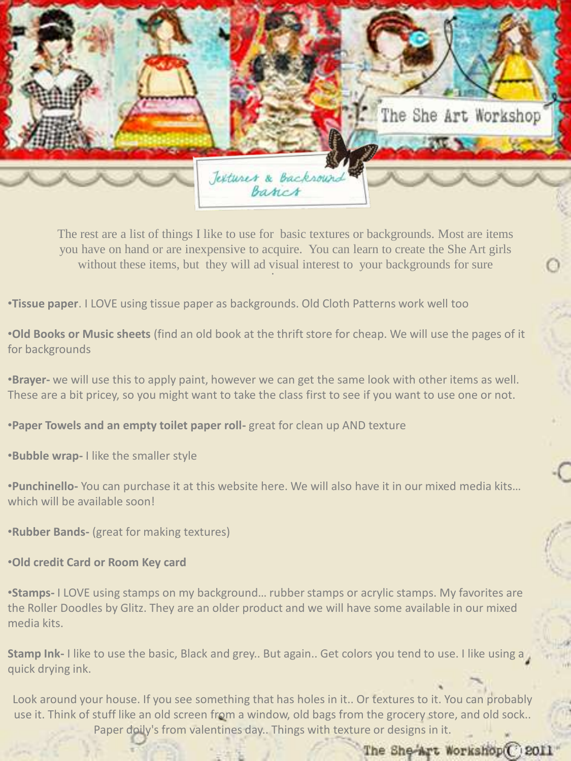# The She Art Workshop

## Textures & Backround Basics

The rest are a list of things I like to use for basic textures or backgrounds. Most are items you have on hand or are inexpensive to acquire. You can learn to create the She Art girls without these items, but they will ad visual interest to your backgrounds for sure

•**Tissue paper**. I LOVE using tissue paper as backgrounds. Old Cloth Patterns work well too

•**Old Books or Music sheets** (find an old book at the thrift store for cheap. We will use the pages of it for backgrounds

•**Brayer-** we will use this to apply paint, however we can get the same look with other items as well. These are a bit pricey, so you might want to take the class first to see if you want to use one or not.

•**Paper Towels and an empty toilet paper roll-** great for clean up AND texture

•**Bubble wrap-** I like the smaller style

•**Punchinello-** You can purchase it at this website here. We will also have it in our mixed media kits… which will be available soon!

•**Rubber Bands-** (great for making textures)

•**Old credit Card or Room Key card**

•**Stamps-** I LOVE using stamps on my background… rubber stamps or acrylic stamps. My favorites are the Roller Doodles by Glitz. They are an older product and we will have some available in our mixed media kits.

**Stamp Ink-** I like to use the basic, Black and grey.. But again.. Get colors you tend to use. I like using a quick drying ink.

Look around your house. If you see something that has holes in it.. Or textures to it. You can probably use it. Think of stuff like an old screen from a window, old bags from the grocery store, and old sock.. Paper doily's from valentines day.. Things with texture or designs in it.

The She Art Workshop © 2011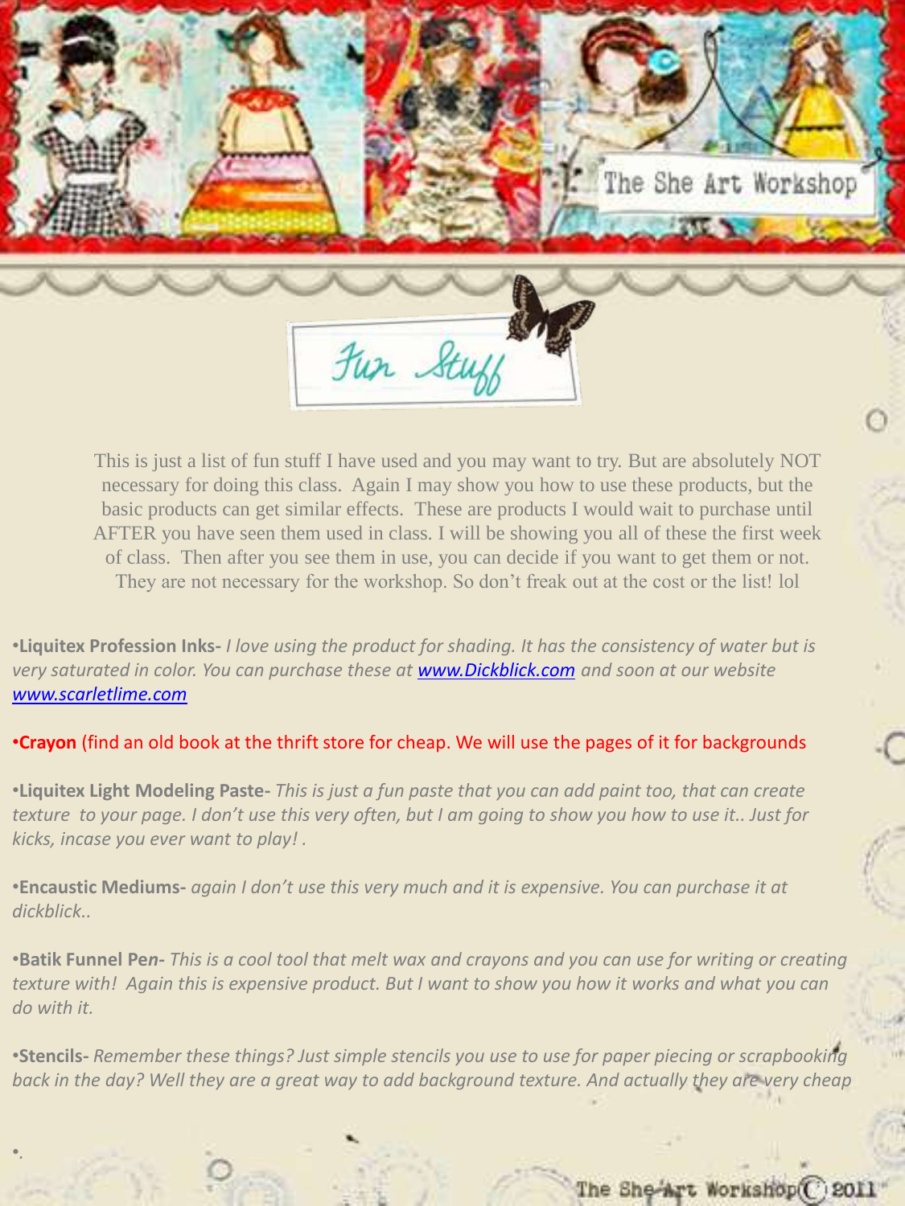# Fun Stuff

This is just a list of fun stuff I have used and you may want to try. But are absolutely NOT necessary for doing this class. Again I may show you how to use these products, but the basic products can get similar effects. These are products I would wait to purchase until AFTER you have seen them used in class. I will be showing you all of these the first week of class. Then after you see them in use, you can decide if you want to get them or not. They are not necessary for the workshop. So don't freak out at the cost or the list! lol

- **Liquitex Profession Inks-** *I love using the product for shading. It has the consistency of water but is very saturated in color. You can purchase these at* ***[www.Dickblick.com](http://www.Dickblick.com)*** *and soon at our website* *[www.scarletlime.com](http://www.scarletlime.com)*

- **Crayon** (find an old book at the thrift store for cheap. We will use the pages of it for backgrounds

- **Liquitex Light Modeling Paste-** *This is just a fun paste that you can add paint too, that can create texture to your page. I don't use this very often, but I am going to show you how to use it.. Just for kicks, incase you ever want to play! .*

- **Encaustic Mediums-** *again I don't use this very much and it is expensive. You can purchase it at dickblick..*

- **Batik Funnel Pe*n-*** *This is a cool tool that melt wax and crayons and you can use for writing or creating texture with! Again this is expensive product. But I want to show you how it works and what you can do with it.*

- **Stencils-** *Remember these things? Just simple stencils you use to use for paper piecing or scrapbooking back in the day? Well they are a great way to add background texture. And actually they are very cheap*

- .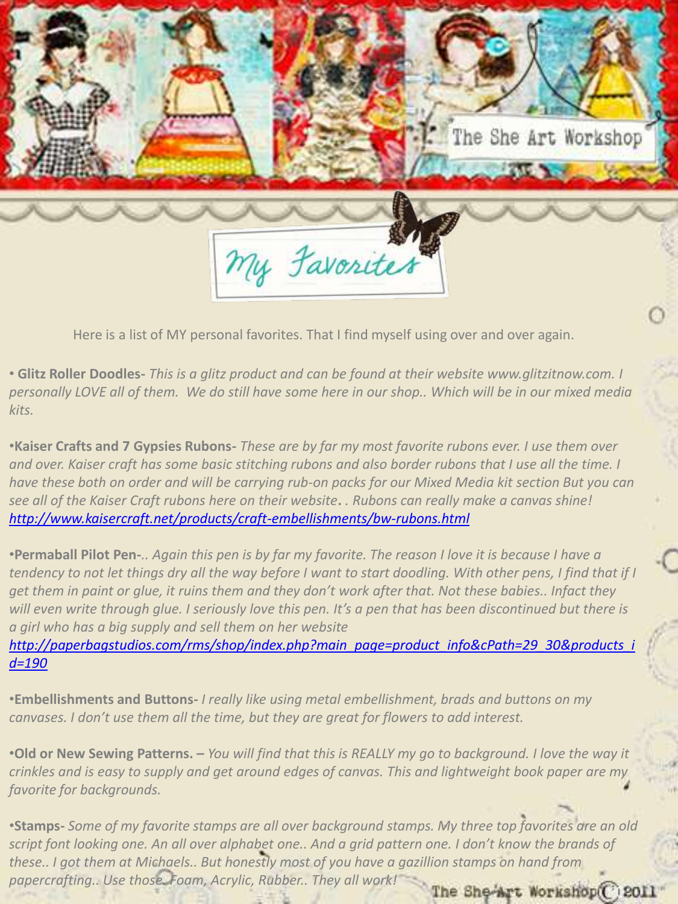The She Art Workshop

# My Favorites

Here is a list of MY personal favorites. That I find myself using over and over again.

- **Glitz Roller Doodles-** *This is a glitz product and can be found at their website www.glitzitnow.com. I personally LOVE all of them. We do still have some here in our shop.. Which will be in our mixed media kits.*

- **Kaiser Crafts and 7 Gypsies Rubons-** *These are by far my most favorite rubons ever. I use them over and over. Kaiser craft has some basic stitching rubons and also border rubons that I use all the time. I have these both on order and will be carrying rub-on packs for our Mixed Media kit section But you can see all of the Kaiser Craft rubons here on their website. . Rubons can really make a canvas shine!* *http://www.kaisercraft.net/products/craft-embellishments/bw-rubons.html*

- **Permaball Pilot Pen-**.. *Again this pen is by far my favorite. The reason I love it is because I have a tendency to not let things dry all the way before I want to start doodling. With other pens, I find that if I get them in paint or glue, it ruins them and they don't work after that. Not these babies.. Infact they will even write through glue. I seriously love this pen. It's a pen that has been discontinued but there is a girl who has a big supply and sell them on her website* *http://paperbagstudios.com/rms/shop/index.php?main_page=product_info&cPath=29_30&products_id=190*

- **Embellishments and Buttons-** *I really like using metal embellishment, brads and buttons on my canvases. I don't use them all the time, but they are great for flowers to add interest.*

- **Old or New Sewing Patterns. –** *You will find that this is REALLY my go to background. I love the way it crinkles and is easy to supply and get around edges of canvas. This and lightweight book paper are my favorite for backgrounds.*

- **Stamps-** *Some of my favorite stamps are all over background stamps. My three top favorites are an old script font looking one. An all over alphabet one.. And a grid pattern one. I don't know the brands of these.. I got them at Michaels.. But honestly most of you have a gazillion stamps on hand from papercrafting.. Use those Foam, Acrylic, Rubber.. They all work!*

The She Art Workshop © 2011